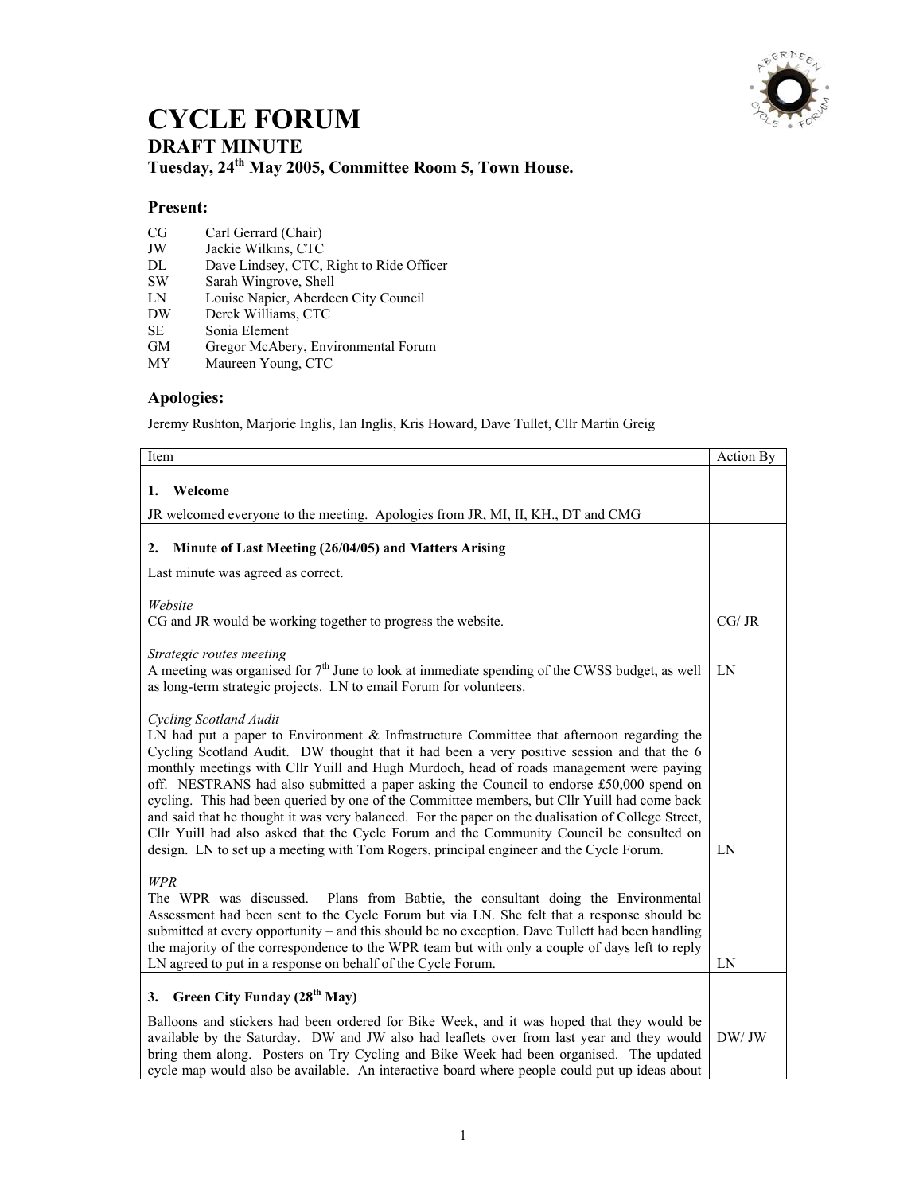# CYCLE FORUM

## DRAFT MINUTE

### Tuesday, 24th May 2005, Committee Room 5, Town House.

### Present:

| | |
|---|---|
| CG | Carl Gerrard (Chair) |
| JW | Jackie Wilkins, CTC |
| DL | Dave Lindsey, CTC, Right to Ride Officer |
| SW | Sarah Wingrove, Shell |
| LN | Louise Napier, Aberdeen City Council |
| DW | Derek Williams, CTC |
| SE | Sonia Element |
| GM | Gregor McAbery, Environmental Forum |
| MY | Maureen Young, CTC |

### Apologies:

Jeremy Rushton, Marjorie Inglis, Ian Inglis, Kris Howard, Dave Tullet, Cllr Martin Greig

| Item | Action By |
|---|---|
| **1. Welcome**<br><br>JR welcomed everyone to the meeting. Apologies from JR, MI, II, KH., DT and CMG | |
| **2. Minute of Last Meeting (26/04/05) and Matters Arising**<br><br>Last minute was agreed as correct. | |
| *Website*<br>CG and JR would be working together to progress the website. | CG/ JR |
| *Strategic routes meeting*<br>A meeting was organised for 7th June to look at immediate spending of the CWSS budget, as well as long-term strategic projects. LN to email Forum for volunteers. | LN |
| *Cycling Scotland Audit*<br>LN had put a paper to Environment & Infrastructure Committee that afternoon regarding the Cycling Scotland Audit. DW thought that it had been a very positive session and that the 6 monthly meetings with Cllr Yuill and Hugh Murdoch, head of roads management were paying off. NESTRANS had also submitted a paper asking the Council to endorse £50,000 spend on cycling. This had been queried by one of the Committee members, but Cllr Yuill had come back and said that he thought it was very balanced. For the paper on the dualisation of College Street, Cllr Yuill had also asked that the Cycle Forum and the Community Council be consulted on design. LN to set up a meeting with Tom Rogers, principal engineer and the Cycle Forum. | LN |
| *WPR*<br>The WPR was discussed. Plans from Babtie, the consultant doing the Environmental Assessment had been sent to the Cycle Forum but via LN. She felt that a response should be submitted at every opportunity – and this should be no exception. Dave Tullett had been handling the majority of the correspondence to the WPR team but with only a couple of days left to reply LN agreed to put in a response on behalf of the Cycle Forum. | LN |
| **3. Green City Funday (28th May)**<br><br>Balloons and stickers had been ordered for Bike Week, and it was hoped that they would be available by the Saturday. DW and JW also had leaflets over from last year and they would bring them along. Posters on Try Cycling and Bike Week had been organised. The updated cycle map would also be available. An interactive board where people could put up ideas about | DW/ JW |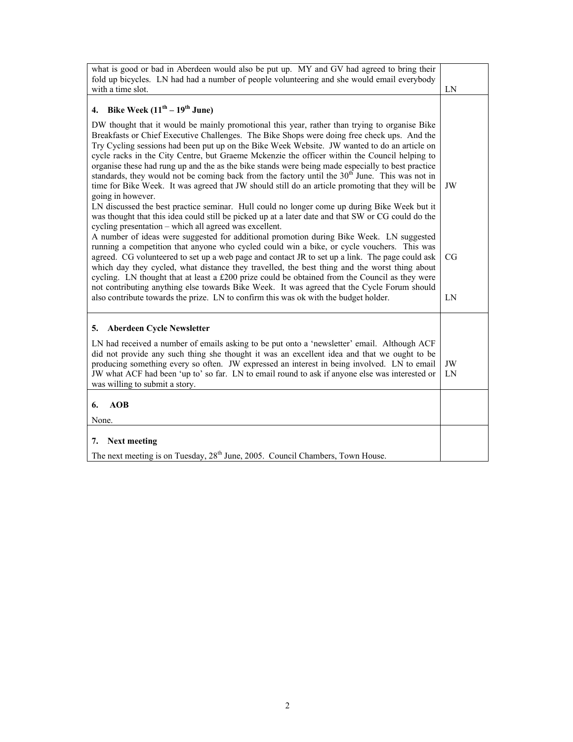| | |
|---|---|
| what is good or bad in Aberdeen would also be put up. MY and GV had agreed to bring their fold up bicycles. LN had had a number of people volunteering and she would email everybody with a time slot. | LN |
| **4. Bike Week (11th – 19th June)**<br><br>DW thought that it would be mainly promotional this year, rather than trying to organise Bike Breakfasts or Chief Executive Challenges. The Bike Shops were doing free check ups. And the Try Cycling sessions had been put up on the Bike Week Website. JW wanted to do an article on cycle racks in the City Centre, but Graeme Mckenzie the officer within the Council helping to organise these had rung up and the as the bike stands were being made especially to best practice standards, they would not be coming back from the factory until the 30th June. This was not in time for Bike Week. It was agreed that JW should still do an article promoting that they will be going in however.<br>LN discussed the best practice seminar. Hull could no longer come up during Bike Week but it was thought that this idea could still be picked up at a later date and that SW or CG could do the cycling presentation – which all agreed was excellent.<br>A number of ideas were suggested for additional promotion during Bike Week. LN suggested running a competition that anyone who cycled could win a bike, or cycle vouchers. This was agreed. CG volunteered to set up a web page and contact JR to set up a link. The page could ask which day they cycled, what distance they travelled, the best thing and the worst thing about cycling. LN thought that at least a £200 prize could be obtained from the Council as they were not contributing anything else towards Bike Week. It was agreed that the Cycle Forum should also contribute towards the prize. LN to confirm this was ok with the budget holder. | JW<br><br>CG<br><br>LN |
| **5. Aberdeen Cycle Newsletter**<br><br>LN had received a number of emails asking to be put onto a 'newsletter' email. Although ACF did not provide any such thing she thought it was an excellent idea and that we ought to be producing something every so often. JW expressed an interest in being involved. LN to email JW what ACF had been 'up to' so far. LN to email round to ask if anyone else was interested or was willing to submit a story. | JW<br>LN |
| **6. AOB**<br><br>None. | |
| **7. Next meeting**<br><br>The next meeting is on Tuesday, 28th June, 2005. Council Chambers, Town House. | |